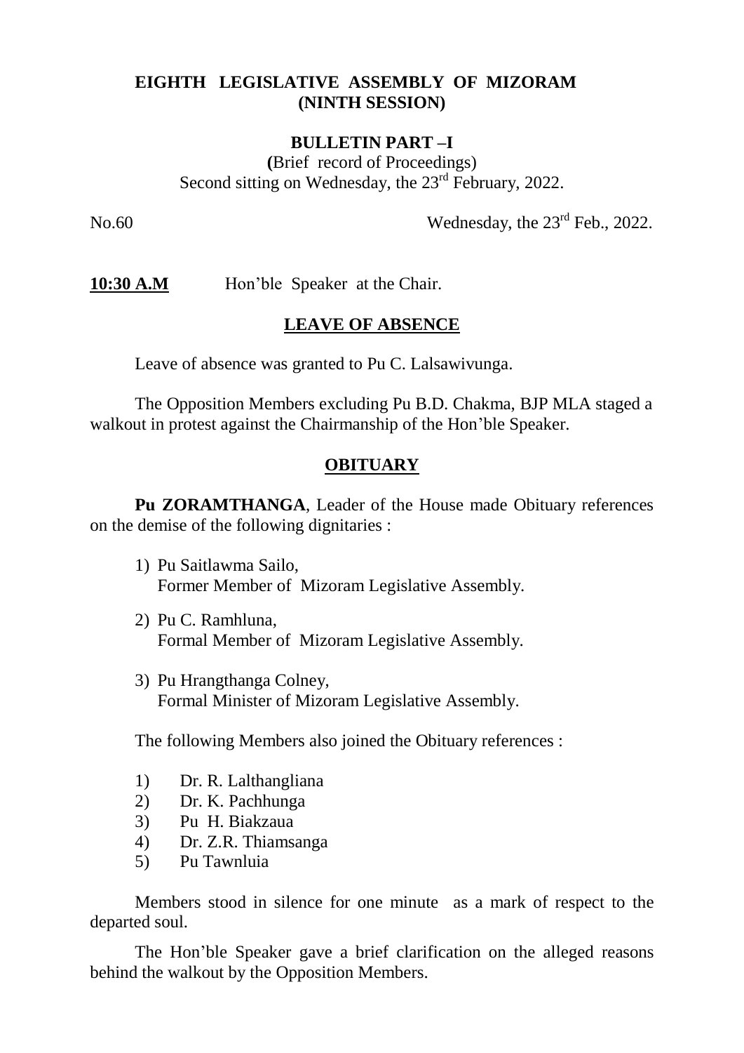# EIGHTH LEGISLATIVE ASSEMBLY OF MIZORAM (NINTH SESSION)

## BULLETIN PART –I

(Brief record of Proceedings)
Second sitting on Wednesday, the 23rd February, 2022.

No.60 Wednesday, the 23rd Feb., 2022.

**10:30 A.M** Hon'ble Speaker at the Chair.

### LEAVE OF ABSENCE

Leave of absence was granted to Pu C. Lalsawivunga.

The Opposition Members excluding Pu B.D. Chakma, BJP MLA staged a walkout in protest against the Chairmanship of the Hon'ble Speaker.

### OBITUARY

**Pu ZORAMTHANGA**, Leader of the House made Obituary references on the demise of the following dignitaries :

1) Pu Saitlawma Sailo,
   Former Member of Mizoram Legislative Assembly.
2) Pu C. Ramhluna,
   Formal Member of Mizoram Legislative Assembly.
3) Pu Hrangthanga Colney,
   Formal Minister of Mizoram Legislative Assembly.

The following Members also joined the Obituary references :

1) Dr. R. Lalthangliana
2) Dr. K. Pachhunga
3) Pu H. Biakzaua
4) Dr. Z.R. Thiamsanga
5) Pu Tawnluia

Members stood in silence for one minute as a mark of respect to the departed soul.

The Hon'ble Speaker gave a brief clarification on the alleged reasons behind the walkout by the Opposition Members.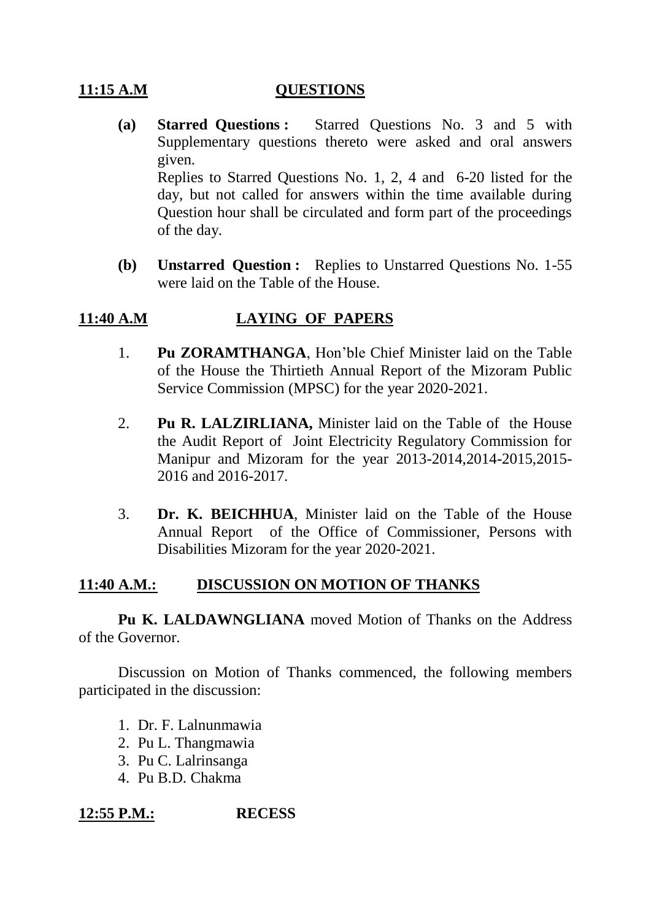**11:15 A.M** **QUESTIONS**

**(a) Starred Questions :** Starred Questions No. 3 and 5 with Supplementary questions thereto were asked and oral answers given.

Replies to Starred Questions No. 1, 2, 4 and 6-20 listed for the day, but not called for answers within the time available during Question hour shall be circulated and form part of the proceedings of the day.

**(b) Unstarred Question :** Replies to Unstarred Questions No. 1-55 were laid on the Table of the House.

**11:40 A.M** **LAYING OF PAPERS**

1. **Pu ZORAMTHANGA**, Hon'ble Chief Minister laid on the Table of the House the Thirtieth Annual Report of the Mizoram Public Service Commission (MPSC) for the year 2020-2021.

2. **Pu R. LALZIRLIANA,** Minister laid on the Table of the House the Audit Report of Joint Electricity Regulatory Commission for Manipur and Mizoram for the year 2013-2014,2014-2015,2015-2016 and 2016-2017.

3. **Dr. K. BEICHHUA**, Minister laid on the Table of the House Annual Report of the Office of Commissioner, Persons with Disabilities Mizoram for the year 2020-2021.

**11:40 A.M.:** **DISCUSSION ON MOTION OF THANKS**

**Pu K. LALDAWNGLIANA** moved Motion of Thanks on the Address of the Governor.

Discussion on Motion of Thanks commenced, the following members participated in the discussion:

1. Dr. F. Lalnunmawia
2. Pu L. Thangmawia
3. Pu C. Lalrinsanga
4. Pu B.D. Chakma

**12:55 P.M.:** **RECESS**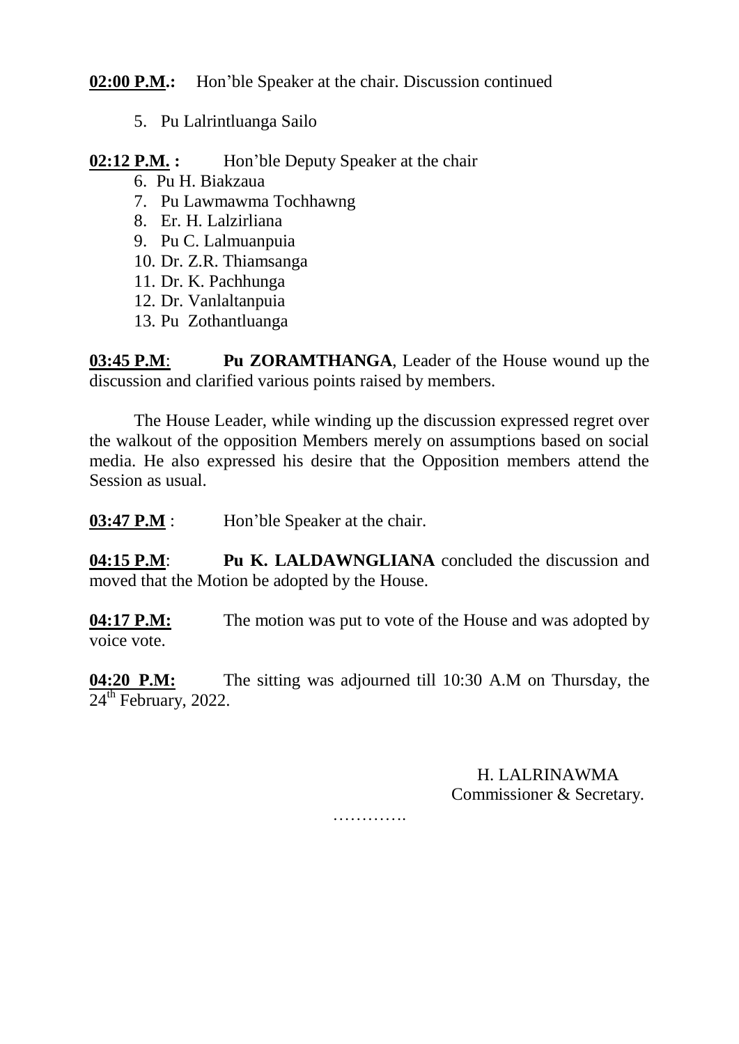**02:00 P.M.:** Hon'ble Speaker at the chair. Discussion continued

5. Pu Lalrintluanga Sailo

**02:12 P.M. :** Hon'ble Deputy Speaker at the chair

6. Pu H. Biakzaua
7. Pu Lawmawma Tochhawng
8. Er. H. Lalzirliana
9. Pu C. Lalmuanpuia
10. Dr. Z.R. Thiamsanga
11. Dr. K. Pachhunga
12. Dr. Vanlaltanpuia
13. Pu Zothantluanga

**03:45 P.M**: **Pu ZORAMTHANGA**, Leader of the House wound up the discussion and clarified various points raised by members.

The House Leader, while winding up the discussion expressed regret over the walkout of the opposition Members merely on assumptions based on social media. He also expressed his desire that the Opposition members attend the Session as usual.

**03:47 P.M** : Hon'ble Speaker at the chair.

**04:15 P.M**: **Pu K. LALDAWNGLIANA** concluded the discussion and moved that the Motion be adopted by the House.

**04:17 P.M:** The motion was put to vote of the House and was adopted by voice vote.

**04:20 P.M:** The sitting was adjourned till 10:30 A.M on Thursday, the 24th February, 2022.

H. LALRINAWMA
Commissioner & Secretary.

………….